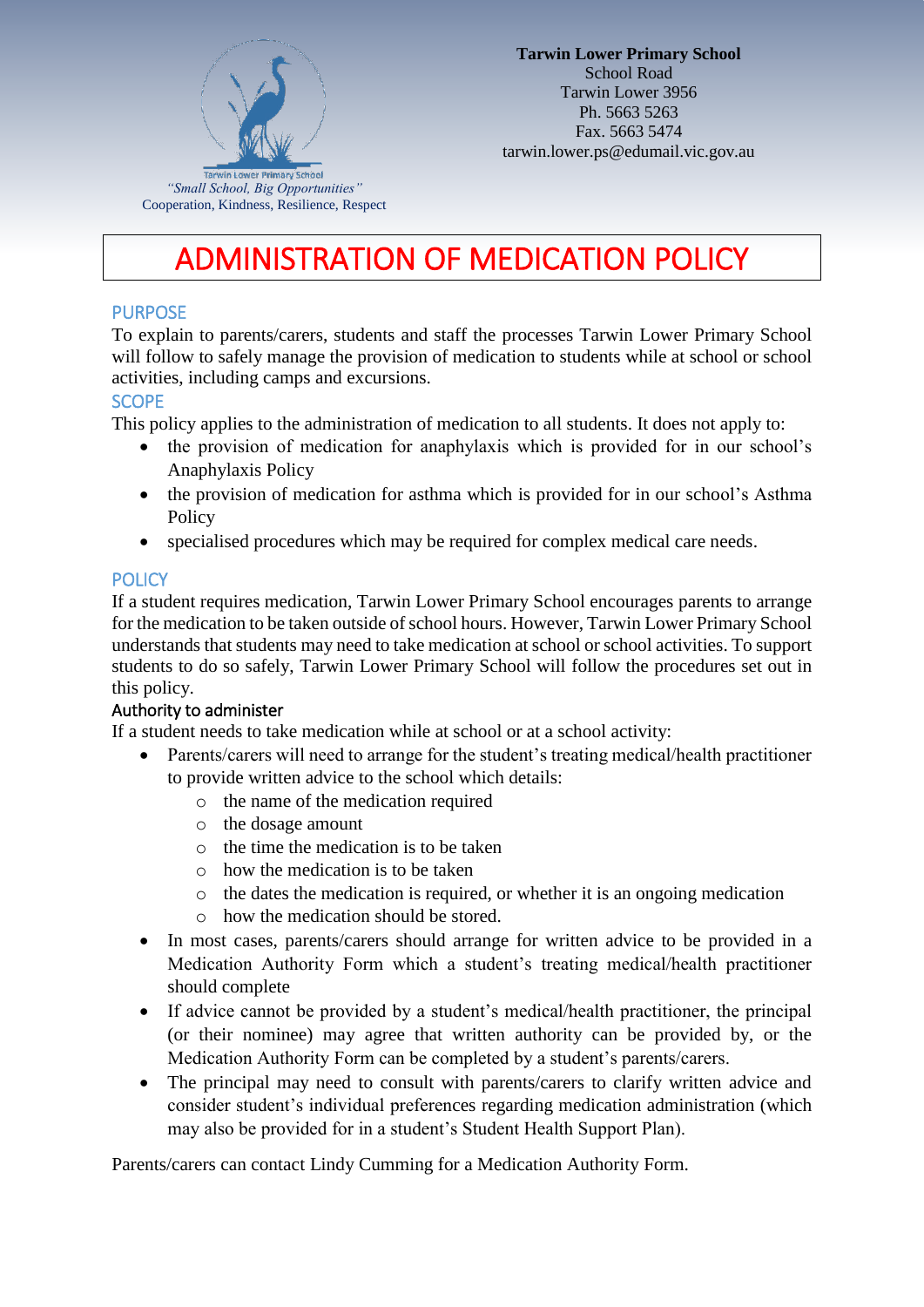**Tarwin Lower Primary School**
School Road
Tarwin Lower 3956
Ph. 5663 5263
Fax. 5663 5474
tarwin.lower.ps@edumail.vic.gov.au

Tarwin Lower Primary School
*"Small School, Big Opportunities"*
Cooperation, Kindness, Resilience, Respect

# ADMINISTRATION OF MEDICATION POLICY

## PURPOSE

To explain to parents/carers, students and staff the processes Tarwin Lower Primary School will follow to safely manage the provision of medication to students while at school or school activities, including camps and excursions.

## SCOPE

This policy applies to the administration of medication to all students. It does not apply to:

- the provision of medication for anaphylaxis which is provided for in our school's Anaphylaxis Policy
- the provision of medication for asthma which is provided for in our school's Asthma Policy
- specialised procedures which may be required for complex medical care needs.

## POLICY

If a student requires medication, Tarwin Lower Primary School encourages parents to arrange for the medication to be taken outside of school hours. However, Tarwin Lower Primary School understands that students may need to take medication at school or school activities. To support students to do so safely, Tarwin Lower Primary School will follow the procedures set out in this policy.

### Authority to administer

If a student needs to take medication while at school or at a school activity:

- Parents/carers will need to arrange for the student's treating medical/health practitioner to provide written advice to the school which details:
  - the name of the medication required
  - the dosage amount
  - the time the medication is to be taken
  - how the medication is to be taken
  - the dates the medication is required, or whether it is an ongoing medication
  - how the medication should be stored.
- In most cases, parents/carers should arrange for written advice to be provided in a Medication Authority Form which a student's treating medical/health practitioner should complete
- If advice cannot be provided by a student's medical/health practitioner, the principal (or their nominee) may agree that written authority can be provided by, or the Medication Authority Form can be completed by a student's parents/carers.
- The principal may need to consult with parents/carers to clarify written advice and consider student's individual preferences regarding medication administration (which may also be provided for in a student's Student Health Support Plan).

Parents/carers can contact Lindy Cumming for a Medication Authority Form.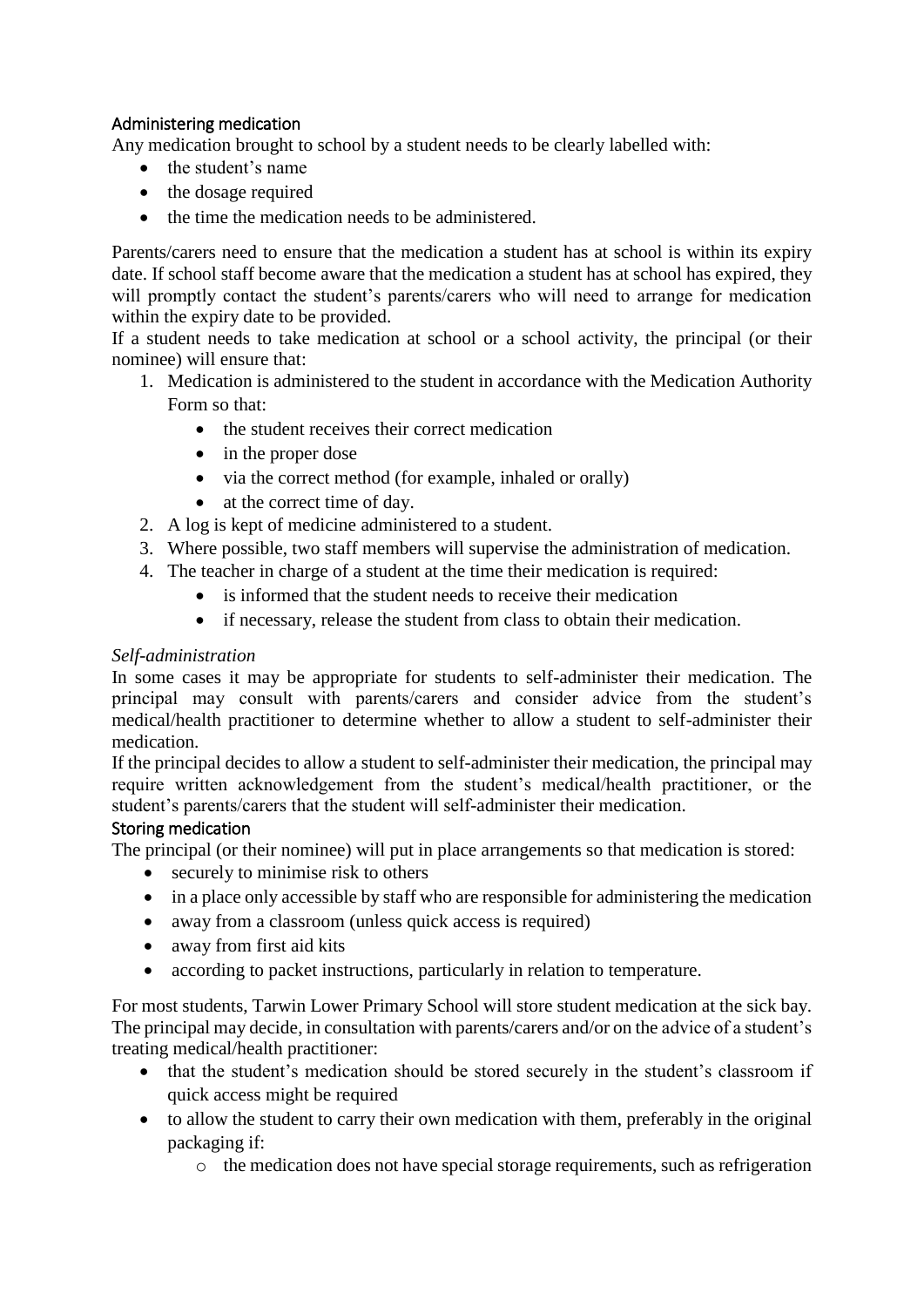## Administering medication

Any medication brought to school by a student needs to be clearly labelled with:

- the student's name
- the dosage required
- the time the medication needs to be administered.

Parents/carers need to ensure that the medication a student has at school is within its expiry date. If school staff become aware that the medication a student has at school has expired, they will promptly contact the student's parents/carers who will need to arrange for medication within the expiry date to be provided.

If a student needs to take medication at school or a school activity, the principal (or their nominee) will ensure that:

1. Medication is administered to the student in accordance with the Medication Authority Form so that:
   - the student receives their correct medication
   - in the proper dose
   - via the correct method (for example, inhaled or orally)
   - at the correct time of day.
2. A log is kept of medicine administered to a student.
3. Where possible, two staff members will supervise the administration of medication.
4. The teacher in charge of a student at the time their medication is required:
   - is informed that the student needs to receive their medication
   - if necessary, release the student from class to obtain their medication.

### *Self-administration*

In some cases it may be appropriate for students to self-administer their medication. The principal may consult with parents/carers and consider advice from the student's medical/health practitioner to determine whether to allow a student to self-administer their medication.

If the principal decides to allow a student to self-administer their medication, the principal may require written acknowledgement from the student's medical/health practitioner, or the student's parents/carers that the student will self-administer their medication.

## Storing medication

The principal (or their nominee) will put in place arrangements so that medication is stored:

- securely to minimise risk to others
- in a place only accessible by staff who are responsible for administering the medication
- away from a classroom (unless quick access is required)
- away from first aid kits
- according to packet instructions, particularly in relation to temperature.

For most students, Tarwin Lower Primary School will store student medication at the sick bay. The principal may decide, in consultation with parents/carers and/or on the advice of a student's treating medical/health practitioner:

- that the student's medication should be stored securely in the student's classroom if quick access might be required
- to allow the student to carry their own medication with them, preferably in the original packaging if:
  - the medication does not have special storage requirements, such as refrigeration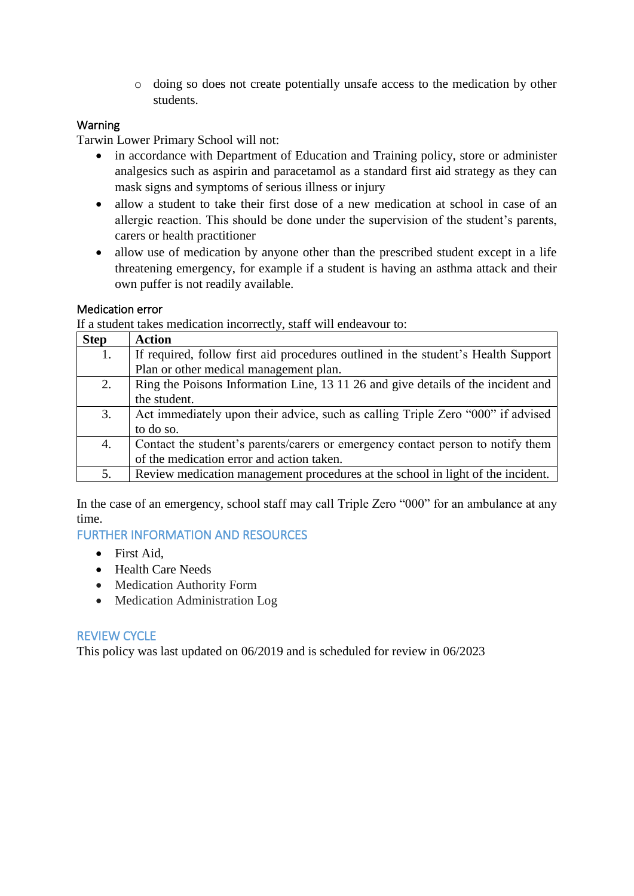- doing so does not create potentially unsafe access to the medication by other students.

### Warning

Tarwin Lower Primary School will not:

- in accordance with Department of Education and Training policy, store or administer analgesics such as aspirin and paracetamol as a standard first aid strategy as they can mask signs and symptoms of serious illness or injury
- allow a student to take their first dose of a new medication at school in case of an allergic reaction. This should be done under the supervision of the student's parents, carers or health practitioner
- allow use of medication by anyone other than the prescribed student except in a life threatening emergency, for example if a student is having an asthma attack and their own puffer is not readily available.

### Medication error

If a student takes medication incorrectly, staff will endeavour to:

| Step | Action |
|---|---|
| 1. | If required, follow first aid procedures outlined in the student's Health Support Plan or other medical management plan. |
| 2. | Ring the Poisons Information Line, 13 11 26 and give details of the incident and the student. |
| 3. | Act immediately upon their advice, such as calling Triple Zero "000" if advised to do so. |
| 4. | Contact the student's parents/carers or emergency contact person to notify them of the medication error and action taken. |
| 5. | Review medication management procedures at the school in light of the incident. |

In the case of an emergency, school staff may call Triple Zero "000" for an ambulance at any time.

## FURTHER INFORMATION AND RESOURCES

- First Aid,
- Health Care Needs
- Medication Authority Form
- Medication Administration Log

## REVIEW CYCLE

This policy was last updated on 06/2019 and is scheduled for review in 06/2023